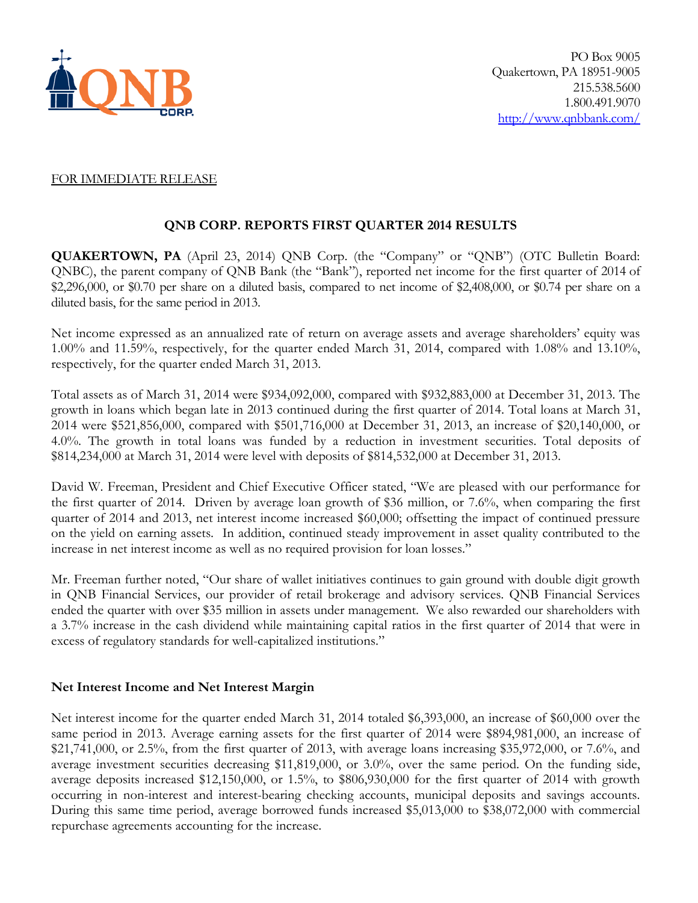PO Box 9005
Quakertown, PA 18951-9005
215.538.5600
1.800.491.9070
http://www.qnbbank.com/

FOR IMMEDIATE RELEASE

## QNB CORP. REPORTS FIRST QUARTER 2014 RESULTS

**QUAKERTOWN, PA** (April 23, 2014) QNB Corp. (the "Company" or "QNB") (OTC Bulletin Board: QNBC), the parent company of QNB Bank (the "Bank"), reported net income for the first quarter of 2014 of $2,296,000, or $0.70 per share on a diluted basis, compared to net income of $2,408,000, or $0.74 per share on a diluted basis, for the same period in 2013.

Net income expressed as an annualized rate of return on average assets and average shareholders' equity was 1.00% and 11.59%, respectively, for the quarter ended March 31, 2014, compared with 1.08% and 13.10%, respectively, for the quarter ended March 31, 2013.

Total assets as of March 31, 2014 were $934,092,000, compared with $932,883,000 at December 31, 2013. The growth in loans which began late in 2013 continued during the first quarter of 2014. Total loans at March 31, 2014 were $521,856,000, compared with $501,716,000 at December 31, 2013, an increase of $20,140,000, or 4.0%. The growth in total loans was funded by a reduction in investment securities. Total deposits of $814,234,000 at March 31, 2014 were level with deposits of $814,532,000 at December 31, 2013.

David W. Freeman, President and Chief Executive Officer stated, "We are pleased with our performance for the first quarter of 2014. Driven by average loan growth of $36 million, or 7.6%, when comparing the first quarter of 2014 and 2013, net interest income increased $60,000; offsetting the impact of continued pressure on the yield on earning assets. In addition, continued steady improvement in asset quality contributed to the increase in net interest income as well as no required provision for loan losses."

Mr. Freeman further noted, "Our share of wallet initiatives continues to gain ground with double digit growth in QNB Financial Services, our provider of retail brokerage and advisory services. QNB Financial Services ended the quarter with over $35 million in assets under management. We also rewarded our shareholders with a 3.7% increase in the cash dividend while maintaining capital ratios in the first quarter of 2014 that were in excess of regulatory standards for well-capitalized institutions."

### Net Interest Income and Net Interest Margin

Net interest income for the quarter ended March 31, 2014 totaled $6,393,000, an increase of $60,000 over the same period in 2013. Average earning assets for the first quarter of 2014 were $894,981,000, an increase of $21,741,000, or 2.5%, from the first quarter of 2013, with average loans increasing $35,972,000, or 7.6%, and average investment securities decreasing $11,819,000, or 3.0%, over the same period. On the funding side, average deposits increased $12,150,000, or 1.5%, to $806,930,000 for the first quarter of 2014 with growth occurring in non-interest and interest-bearing checking accounts, municipal deposits and savings accounts. During this same time period, average borrowed funds increased $5,013,000 to $38,072,000 with commercial repurchase agreements accounting for the increase.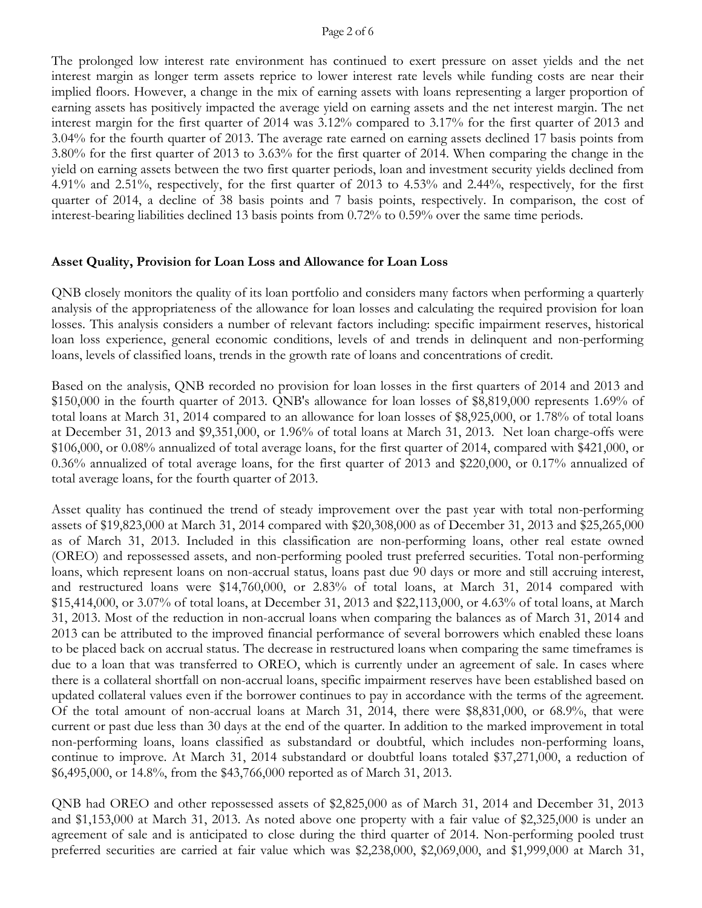The prolonged low interest rate environment has continued to exert pressure on asset yields and the net interest margin as longer term assets reprice to lower interest rate levels while funding costs are near their implied floors. However, a change in the mix of earning assets with loans representing a larger proportion of earning assets has positively impacted the average yield on earning assets and the net interest margin. The net interest margin for the first quarter of 2014 was 3.12% compared to 3.17% for the first quarter of 2013 and 3.04% for the fourth quarter of 2013. The average rate earned on earning assets declined 17 basis points from 3.80% for the first quarter of 2013 to 3.63% for the first quarter of 2014. When comparing the change in the yield on earning assets between the two first quarter periods, loan and investment security yields declined from 4.91% and 2.51%, respectively, for the first quarter of 2013 to 4.53% and 2.44%, respectively, for the first quarter of 2014, a decline of 38 basis points and 7 basis points, respectively. In comparison, the cost of interest-bearing liabilities declined 13 basis points from 0.72% to 0.59% over the same time periods.

**Asset Quality, Provision for Loan Loss and Allowance for Loan Loss**

QNB closely monitors the quality of its loan portfolio and considers many factors when performing a quarterly analysis of the appropriateness of the allowance for loan losses and calculating the required provision for loan losses. This analysis considers a number of relevant factors including: specific impairment reserves, historical loan loss experience, general economic conditions, levels of and trends in delinquent and non-performing loans, levels of classified loans, trends in the growth rate of loans and concentrations of credit.

Based on the analysis, QNB recorded no provision for loan losses in the first quarters of 2014 and 2013 and $150,000 in the fourth quarter of 2013. QNB's allowance for loan losses of $8,819,000 represents 1.69% of total loans at March 31, 2014 compared to an allowance for loan losses of $8,925,000, or 1.78% of total loans at December 31, 2013 and $9,351,000, or 1.96% of total loans at March 31, 2013. Net loan charge-offs were $106,000, or 0.08% annualized of total average loans, for the first quarter of 2014, compared with $421,000, or 0.36% annualized of total average loans, for the first quarter of 2013 and $220,000, or 0.17% annualized of total average loans, for the fourth quarter of 2013.

Asset quality has continued the trend of steady improvement over the past year with total non-performing assets of $19,823,000 at March 31, 2014 compared with $20,308,000 as of December 31, 2013 and $25,265,000 as of March 31, 2013. Included in this classification are non-performing loans, other real estate owned (OREO) and repossessed assets, and non-performing pooled trust preferred securities. Total non-performing loans, which represent loans on non-accrual status, loans past due 90 days or more and still accruing interest, and restructured loans were $14,760,000, or 2.83% of total loans, at March 31, 2014 compared with $15,414,000, or 3.07% of total loans, at December 31, 2013 and $22,113,000, or 4.63% of total loans, at March 31, 2013. Most of the reduction in non-accrual loans when comparing the balances as of March 31, 2014 and 2013 can be attributed to the improved financial performance of several borrowers which enabled these loans to be placed back on accrual status. The decrease in restructured loans when comparing the same timeframes is due to a loan that was transferred to OREO, which is currently under an agreement of sale. In cases where there is a collateral shortfall on non-accrual loans, specific impairment reserves have been established based on updated collateral values even if the borrower continues to pay in accordance with the terms of the agreement. Of the total amount of non-accrual loans at March 31, 2014, there were $8,831,000, or 68.9%, that were current or past due less than 30 days at the end of the quarter. In addition to the marked improvement in total non-performing loans, loans classified as substandard or doubtful, which includes non-performing loans, continue to improve. At March 31, 2014 substandard or doubtful loans totaled $37,271,000, a reduction of $6,495,000, or 14.8%, from the $43,766,000 reported as of March 31, 2013.

QNB had OREO and other repossessed assets of $2,825,000 as of March 31, 2014 and December 31, 2013 and $1,153,000 at March 31, 2013. As noted above one property with a fair value of $2,325,000 is under an agreement of sale and is anticipated to close during the third quarter of 2014. Non-performing pooled trust preferred securities are carried at fair value which was $2,238,000, $2,069,000, and $1,999,000 at March 31,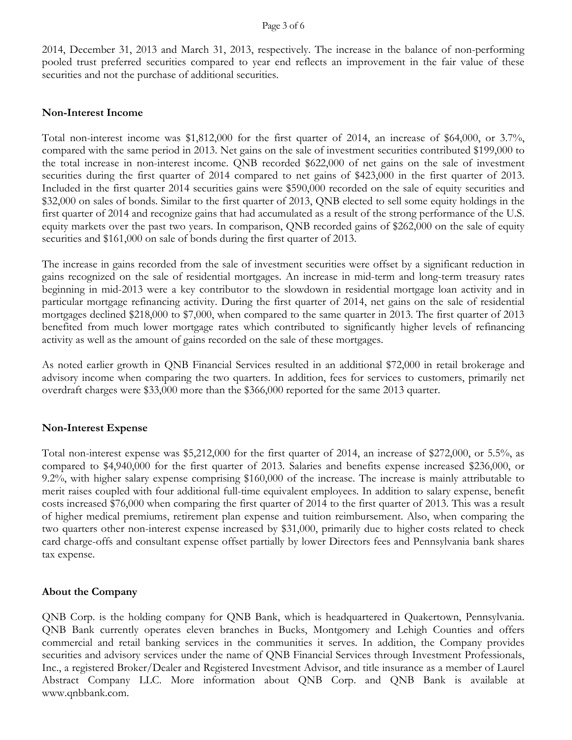2014, December 31, 2013 and March 31, 2013, respectively. The increase in the balance of non-performing pooled trust preferred securities compared to year end reflects an improvement in the fair value of these securities and not the purchase of additional securities.

**Non-Interest Income**

Total non-interest income was $1,812,000 for the first quarter of 2014, an increase of $64,000, or 3.7%, compared with the same period in 2013. Net gains on the sale of investment securities contributed $199,000 to the total increase in non-interest income. QNB recorded $622,000 of net gains on the sale of investment securities during the first quarter of 2014 compared to net gains of $423,000 in the first quarter of 2013. Included in the first quarter 2014 securities gains were $590,000 recorded on the sale of equity securities and $32,000 on sales of bonds. Similar to the first quarter of 2013, QNB elected to sell some equity holdings in the first quarter of 2014 and recognize gains that had accumulated as a result of the strong performance of the U.S. equity markets over the past two years. In comparison, QNB recorded gains of $262,000 on the sale of equity securities and $161,000 on sale of bonds during the first quarter of 2013.

The increase in gains recorded from the sale of investment securities were offset by a significant reduction in gains recognized on the sale of residential mortgages. An increase in mid-term and long-term treasury rates beginning in mid-2013 were a key contributor to the slowdown in residential mortgage loan activity and in particular mortgage refinancing activity. During the first quarter of 2014, net gains on the sale of residential mortgages declined $218,000 to $7,000, when compared to the same quarter in 2013. The first quarter of 2013 benefited from much lower mortgage rates which contributed to significantly higher levels of refinancing activity as well as the amount of gains recorded on the sale of these mortgages.

As noted earlier growth in QNB Financial Services resulted in an additional $72,000 in retail brokerage and advisory income when comparing the two quarters. In addition, fees for services to customers, primarily net overdraft charges were $33,000 more than the $366,000 reported for the same 2013 quarter.

**Non-Interest Expense**

Total non-interest expense was $5,212,000 for the first quarter of 2014, an increase of $272,000, or 5.5%, as compared to $4,940,000 for the first quarter of 2013. Salaries and benefits expense increased $236,000, or 9.2%, with higher salary expense comprising $160,000 of the increase. The increase is mainly attributable to merit raises coupled with four additional full-time equivalent employees. In addition to salary expense, benefit costs increased $76,000 when comparing the first quarter of 2014 to the first quarter of 2013. This was a result of higher medical premiums, retirement plan expense and tuition reimbursement. Also, when comparing the two quarters other non-interest expense increased by $31,000, primarily due to higher costs related to check card charge-offs and consultant expense offset partially by lower Directors fees and Pennsylvania bank shares tax expense.

**About the Company**

QNB Corp. is the holding company for QNB Bank, which is headquartered in Quakertown, Pennsylvania. QNB Bank currently operates eleven branches in Bucks, Montgomery and Lehigh Counties and offers commercial and retail banking services in the communities it serves. In addition, the Company provides securities and advisory services under the name of QNB Financial Services through Investment Professionals, Inc., a registered Broker/Dealer and Registered Investment Advisor, and title insurance as a member of Laurel Abstract Company LLC. More information about QNB Corp. and QNB Bank is available at www.qnbbank.com.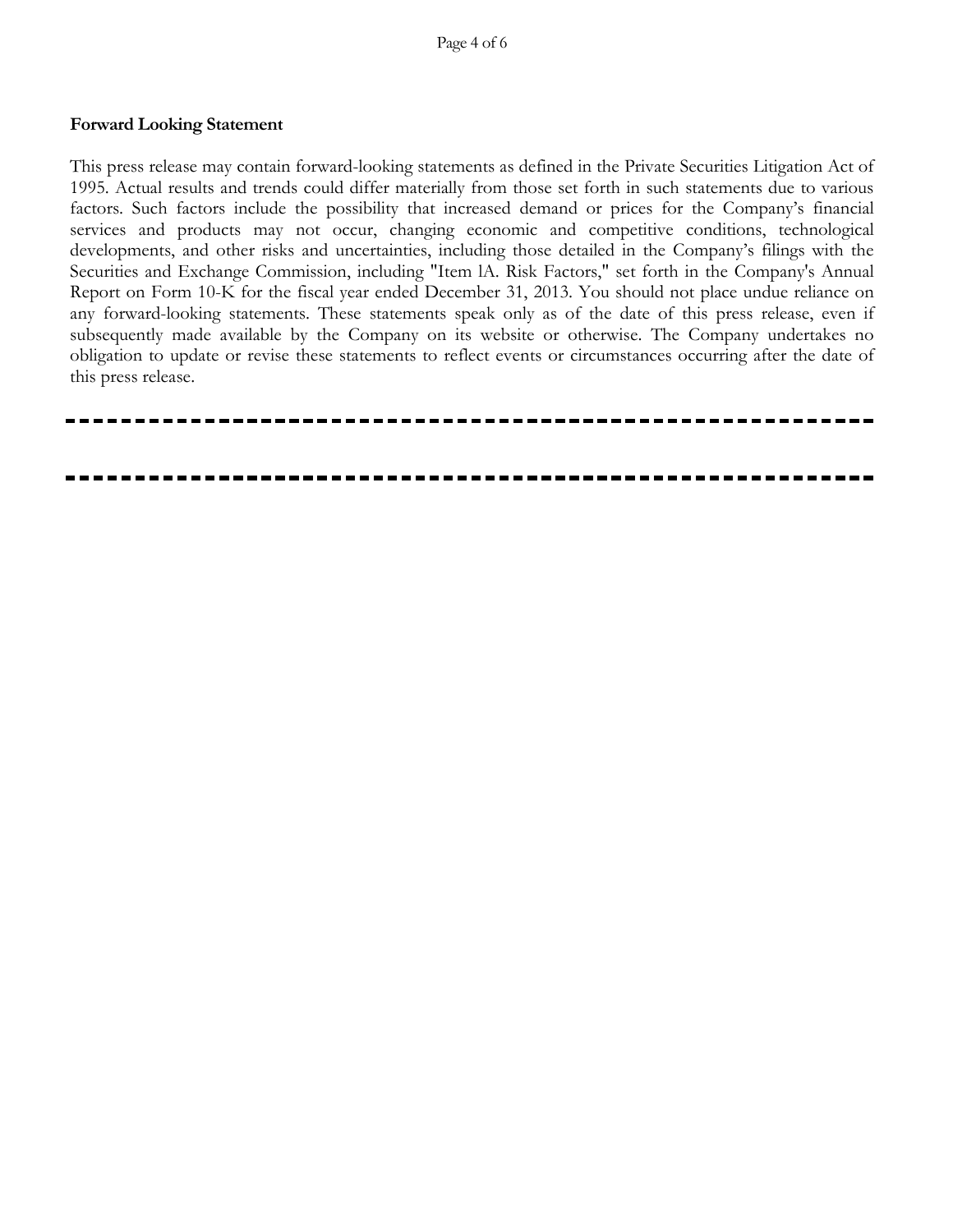**Forward Looking Statement**

This press release may contain forward-looking statements as defined in the Private Securities Litigation Act of 1995. Actual results and trends could differ materially from those set forth in such statements due to various factors. Such factors include the possibility that increased demand or prices for the Company's financial services and products may not occur, changing economic and competitive conditions, technological developments, and other risks and uncertainties, including those detailed in the Company's filings with the Securities and Exchange Commission, including "Item lA. Risk Factors," set forth in the Company's Annual Report on Form 10-K for the fiscal year ended December 31, 2013. You should not place undue reliance on any forward-looking statements. These statements speak only as of the date of this press release, even if subsequently made available by the Company on its website or otherwise. The Company undertakes no obligation to update or revise these statements to reflect events or circumstances occurring after the date of this press release.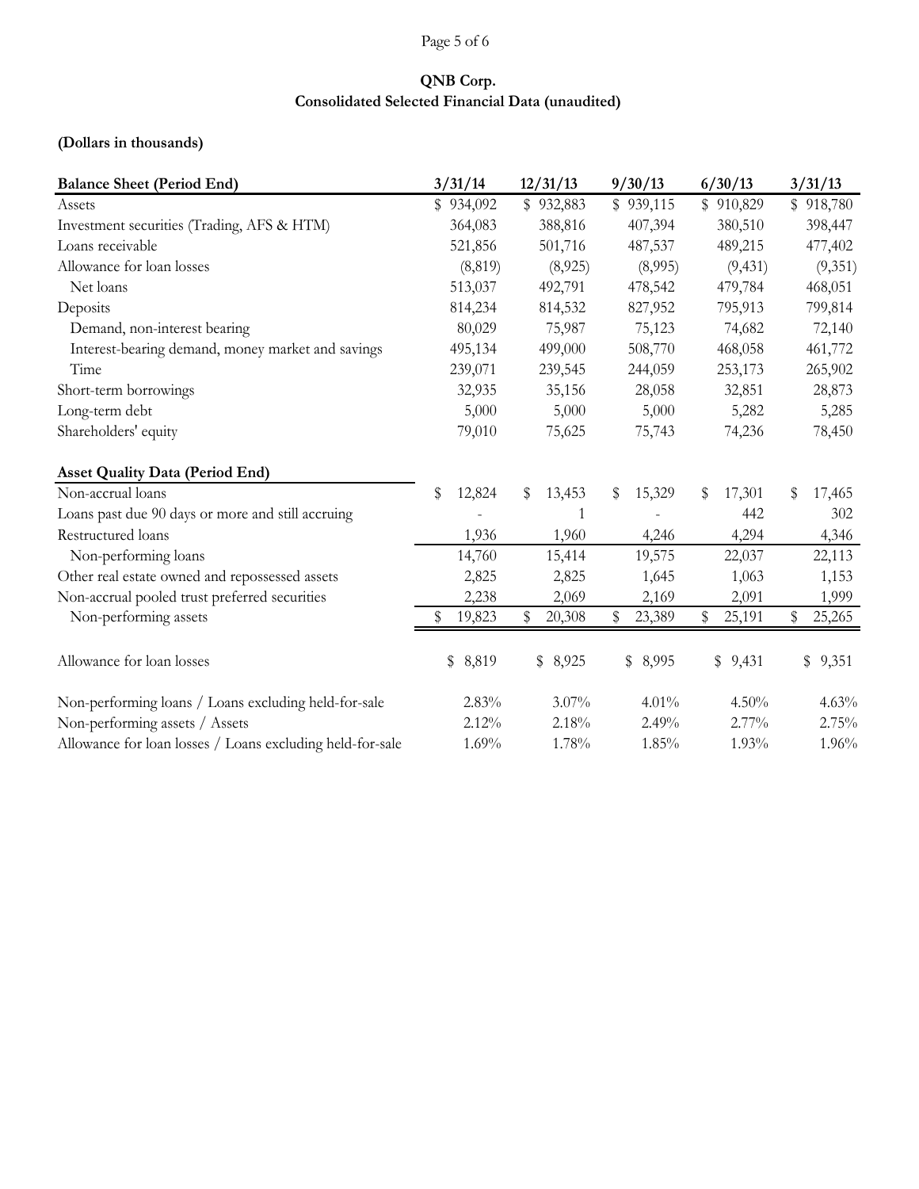**QNB Corp.**
**Consolidated Selected Financial Data (unaudited)**

**(Dollars in thousands)**

| **Balance Sheet (Period End)** | **3/31/14** | **12/31/13** | **9/30/13** | **6/30/13** | **3/31/13** |
|---|---|---|---|---|---|
| Assets | $ 934,092 | $ 932,883 | $ 939,115 | $ 910,829 | $ 918,780 |
| Investment securities (Trading, AFS & HTM) | 364,083 | 388,816 | 407,394 | 380,510 | 398,447 |
| Loans receivable | 521,856 | 501,716 | 487,537 | 489,215 | 477,402 |
| Allowance for loan losses | (8,819) | (8,925) | (8,995) | (9,431) | (9,351) |
| Net loans | 513,037 | 492,791 | 478,542 | 479,784 | 468,051 |
| Deposits | 814,234 | 814,532 | 827,952 | 795,913 | 799,814 |
| Demand, non-interest bearing | 80,029 | 75,987 | 75,123 | 74,682 | 72,140 |
| Interest-bearing demand, money market and savings | 495,134 | 499,000 | 508,770 | 468,058 | 461,772 |
| Time | 239,071 | 239,545 | 244,059 | 253,173 | 265,902 |
| Short-term borrowings | 32,935 | 35,156 | 28,058 | 32,851 | 28,873 |
| Long-term debt | 5,000 | 5,000 | 5,000 | 5,282 | 5,285 |
| Shareholders' equity | 79,010 | 75,625 | 75,743 | 74,236 | 78,450 |
| | | | | | |
| **Asset Quality Data (Period End)** | | | | | |
| Non-accrual loans | $ 12,824 | $ 13,453 | $ 15,329 | $ 17,301 | $ 17,465 |
| Loans past due 90 days or more and still accruing | - | 1 | - | 442 | 302 |
| Restructured loans | 1,936 | 1,960 | 4,246 | 4,294 | 4,346 |
| Non-performing loans | 14,760 | 15,414 | 19,575 | 22,037 | 22,113 |
| Other real estate owned and repossessed assets | 2,825 | 2,825 | 1,645 | 1,063 | 1,153 |
| Non-accrual pooled trust preferred securities | 2,238 | 2,069 | 2,169 | 2,091 | 1,999 |
| Non-performing assets | $ 19,823 | $ 20,308 | $ 23,389 | $ 25,191 | $ 25,265 |
| | | | | | |
| Allowance for loan losses | $ 8,819 | $ 8,925 | $ 8,995 | $ 9,431 | $ 9,351 |
| | | | | | |
| Non-performing loans / Loans excluding held-for-sale | 2.83% | 3.07% | 4.01% | 4.50% | 4.63% |
| Non-performing assets / Assets | 2.12% | 2.18% | 2.49% | 2.77% | 2.75% |
| Allowance for loan losses / Loans excluding held-for-sale | 1.69% | 1.78% | 1.85% | 1.93% | 1.96% |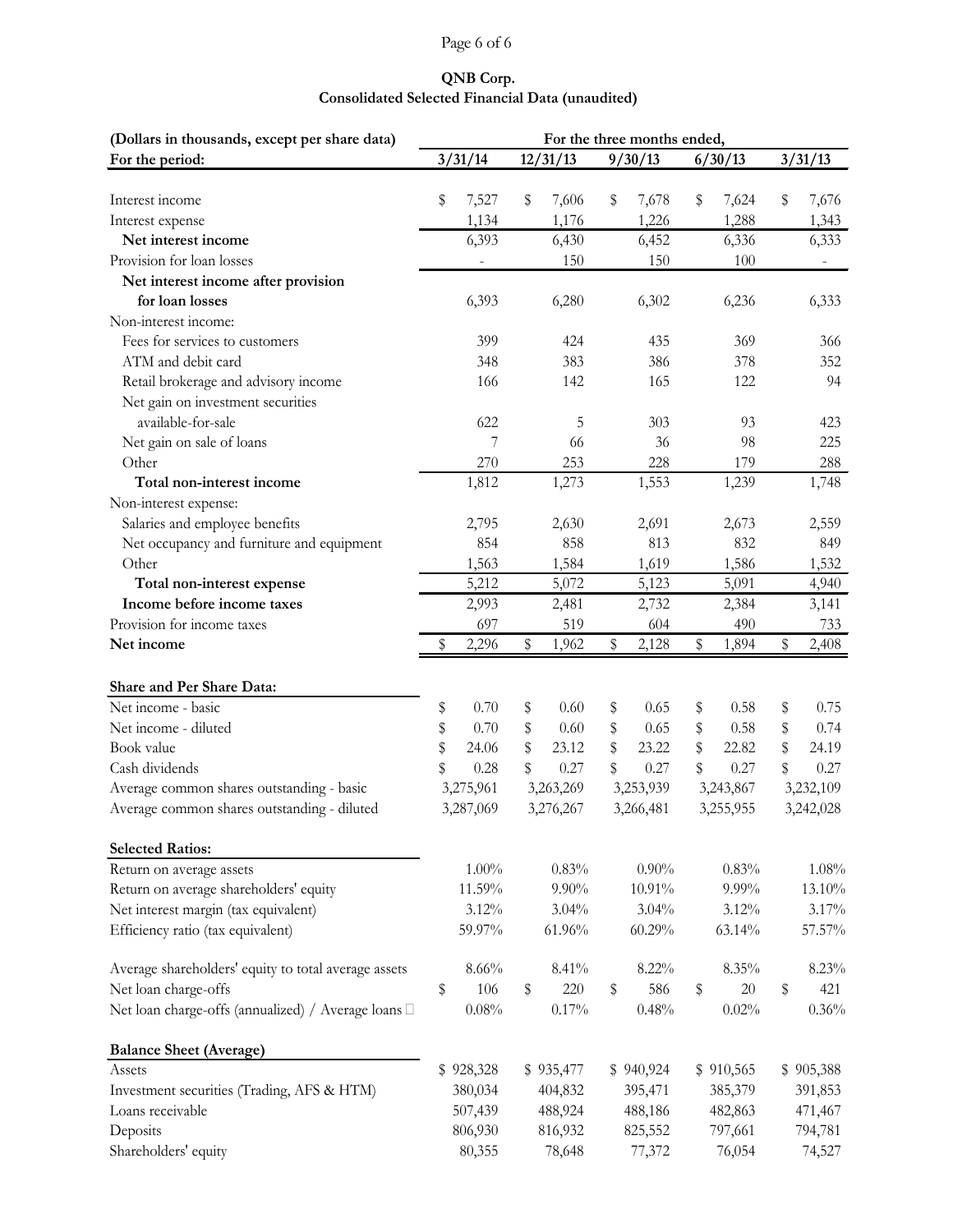**QNB Corp.**
**Consolidated Selected Financial Data (unaudited)**

| (Dollars in thousands, except per share data) | For the three months ended, | | | | |
|---|---|---|---|---|---|
| **For the period:** | **3/31/14** | **12/31/13** | **9/30/13** | **6/30/13** | **3/31/13** |
| Interest income | $ 7,527 | $ 7,606 | $ 7,678 | $ 7,624 | $ 7,676 |
| Interest expense | 1,134 | 1,176 | 1,226 | 1,288 | 1,343 |
| **Net interest income** | 6,393 | 6,430 | 6,452 | 6,336 | 6,333 |
| Provision for loan losses | - | 150 | 150 | 100 | - |
| **Net interest income after provision for loan losses** | 6,393 | 6,280 | 6,302 | 6,236 | 6,333 |
| Non-interest income: | | | | | |
| Fees for services to customers | 399 | 424 | 435 | 369 | 366 |
| ATM and debit card | 348 | 383 | 386 | 378 | 352 |
| Retail brokerage and advisory income | 166 | 142 | 165 | 122 | 94 |
| Net gain on investment securities available-for-sale | 622 | 5 | 303 | 93 | 423 |
| Net gain on sale of loans | 7 | 66 | 36 | 98 | 225 |
| Other | 270 | 253 | 228 | 179 | 288 |
| **Total non-interest income** | 1,812 | 1,273 | 1,553 | 1,239 | 1,748 |
| Non-interest expense: | | | | | |
| Salaries and employee benefits | 2,795 | 2,630 | 2,691 | 2,673 | 2,559 |
| Net occupancy and furniture and equipment | 854 | 858 | 813 | 832 | 849 |
| Other | 1,563 | 1,584 | 1,619 | 1,586 | 1,532 |
| **Total non-interest expense** | 5,212 | 5,072 | 5,123 | 5,091 | 4,940 |
| **Income before income taxes** | 2,993 | 2,481 | 2,732 | 2,384 | 3,141 |
| Provision for income taxes | 697 | 519 | 604 | 490 | 733 |
| **Net income** | $ 2,296 | $ 1,962 | $ 2,128 | $ 1,894 | $ 2,408 |
| | | | | | |
| **Share and Per Share Data:** | | | | | |
| Net income - basic | $ 0.70 | $ 0.60 | $ 0.65 | $ 0.58 | $ 0.75 |
| Net income - diluted | $ 0.70 | $ 0.60 | $ 0.65 | $ 0.58 | $ 0.74 |
| Book value | $ 24.06 | $ 23.12 | $ 23.22 | $ 22.82 | $ 24.19 |
| Cash dividends | $ 0.28 | $ 0.27 | $ 0.27 | $ 0.27 | $ 0.27 |
| Average common shares outstanding - basic | 3,275,961 | 3,263,269 | 3,253,939 | 3,243,867 | 3,232,109 |
| Average common shares outstanding - diluted | 3,287,069 | 3,276,267 | 3,266,481 | 3,255,955 | 3,242,028 |
| | | | | | |
| **Selected Ratios:** | | | | | |
| Return on average assets | 1.00% | 0.83% | 0.90% | 0.83% | 1.08% |
| Return on average shareholders' equity | 11.59% | 9.90% | 10.91% | 9.99% | 13.10% |
| Net interest margin (tax equivalent) | 3.12% | 3.04% | 3.04% | 3.12% | 3.17% |
| Efficiency ratio (tax equivalent) | 59.97% | 61.96% | 60.29% | 63.14% | 57.57% |
| | | | | | |
| Average shareholders' equity to total average assets | 8.66% | 8.41% | 8.22% | 8.35% | 8.23% |
| Net loan charge-offs | $ 106 | $ 220 | $ 586 | $ 20 | $ 421 |
| Net loan charge-offs (annualized) / Average loans | 0.08% | 0.17% | 0.48% | 0.02% | 0.36% |
| | | | | | |
| **Balance Sheet (Average)** | | | | | |
| Assets | $ 928,328 | $ 935,477 | $ 940,924 | $ 910,565 | $ 905,388 |
| Investment securities (Trading, AFS & HTM) | 380,034 | 404,832 | 395,471 | 385,379 | 391,853 |
| Loans receivable | 507,439 | 488,924 | 488,186 | 482,863 | 471,467 |
| Deposits | 806,930 | 816,932 | 825,552 | 797,661 | 794,781 |
| Shareholders' equity | 80,355 | 78,648 | 77,372 | 76,054 | 74,527 |